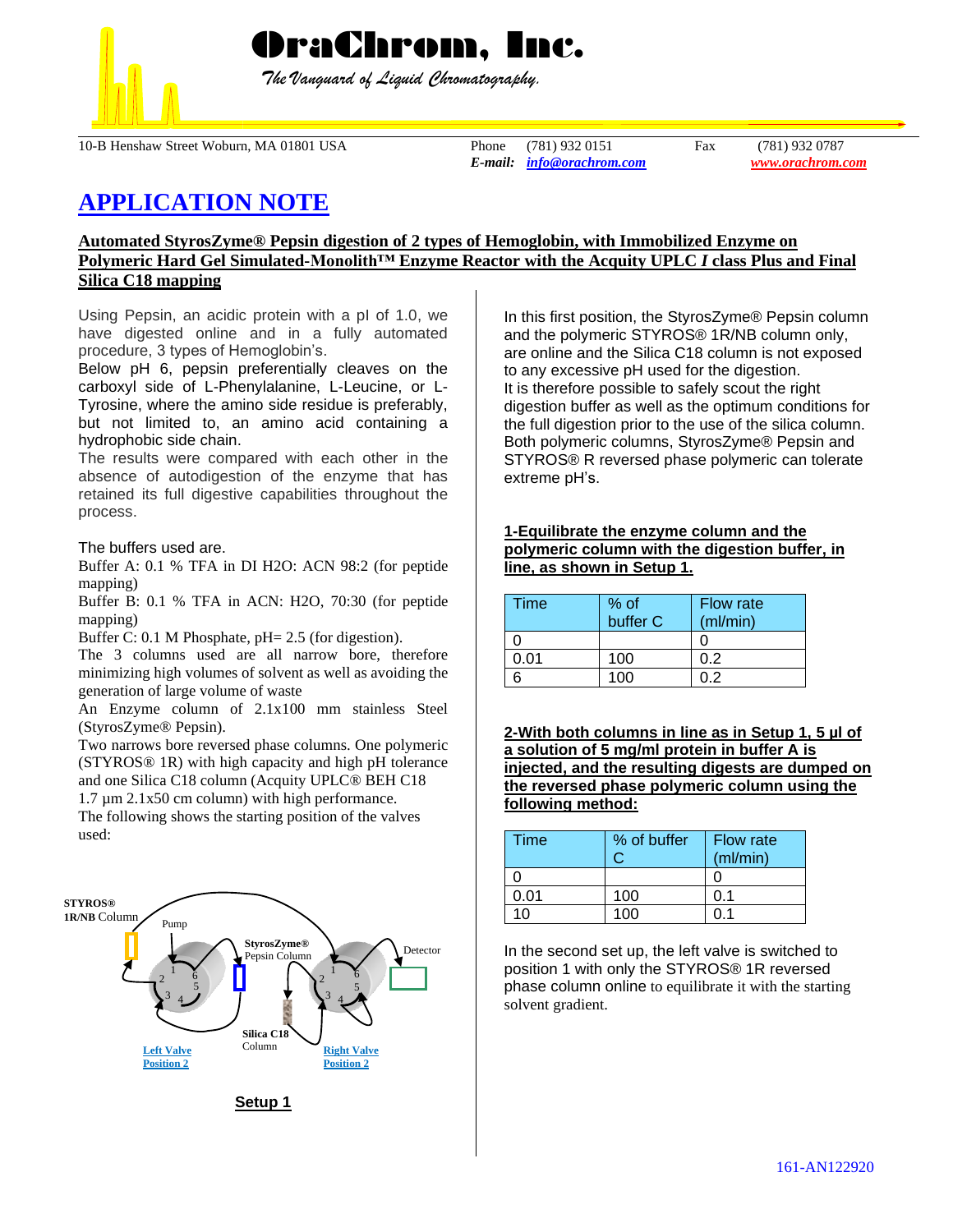# OraChrom, Inc.

*The Vanguard of Liquid Chromatography.*

10-B Henshaw Street Woburn, MA 01801 USA | Phone (781) 932 0151 | Fax (781) 932 0787
*E-mail:* info@orachrom.com | www.orachrom.com

# APPLICATION NOTE

## Automated StyrosZyme® Pepsin digestion of 2 types of Hemoglobin, with Immobilized Enzyme on Polymeric Hard Gel Simulated-Monolith™ Enzyme Reactor with the Acquity UPLC *I* class Plus and Final Silica C18 mapping

Using Pepsin, an acidic protein with a pI of 1.0, we have digested online and in a fully automated procedure, 3 types of Hemoglobin's.

Below pH 6, pepsin preferentially cleaves on the carboxyl side of L-Phenylalanine, L-Leucine, or L-Tyrosine, where the amino side residue is preferably, but not limited to, an amino acid containing a hydrophobic side chain.

The results were compared with each other in the absence of autodigestion of the enzyme that has retained its full digestive capabilities throughout the process.

The buffers used are.

Buffer A: 0.1 % TFA in DI H2O: ACN 98:2 (for peptide mapping)

Buffer B: 0.1 % TFA in ACN: H2O, 70:30 (for peptide mapping)

Buffer C: 0.1 M Phosphate, pH= 2.5 (for digestion).

The 3 columns used are all narrow bore, therefore minimizing high volumes of solvent as well as avoiding the generation of large volume of waste

An Enzyme column of 2.1x100 mm stainless Steel (StyrosZyme® Pepsin).

Two narrows bore reversed phase columns. One polymeric (STYROS® 1R) with high capacity and high pH tolerance and one Silica C18 column (Acquity UPLC® BEH C18 1.7 µm 2.1x50 cm column) with high performance.

The following shows the starting position of the valves used:

STYROS® 1R/NB Column — Pump — StyrosZyme® Pepsin Column — Detector — Silica C18 Column — Left Valve Position 2 — Right Valve Position 2

**Setup 1**

In this first position, the StyrosZyme® Pepsin column and the polymeric STYROS® 1R/NB column only, are online and the Silica C18 column is not exposed to any excessive pH used for the digestion.

It is therefore possible to safely scout the right digestion buffer as well as the optimum conditions for the full digestion prior to the use of the silica column. Both polymeric columns, StyrosZyme® Pepsin and STYROS® R reversed phase polymeric can tolerate extreme pH's.

**1-Equilibrate the enzyme column and the polymeric column with the digestion buffer, in line, as shown in Setup 1.**

| Time | % of buffer C | Flow rate (ml/min) |
|---|---|---|
| 0 | | 0 |
| 0.01 | 100 | 0.2 |
| 6 | 100 | 0.2 |

**2-With both columns in line as in Setup 1, 5 µl of a solution of 5 mg/ml protein in buffer A is injected, and the resulting digests are dumped on the reversed phase polymeric column using the following method:**

| Time | % of buffer C | Flow rate (ml/min) |
|---|---|---|
| 0 | | 0 |
| 0.01 | 100 | 0.1 |
| 10 | 100 | 0.1 |

In the second set up, the left valve is switched to position 1 with only the STYROS® 1R reversed phase column online to equilibrate it with the starting solvent gradient.

161-AN122920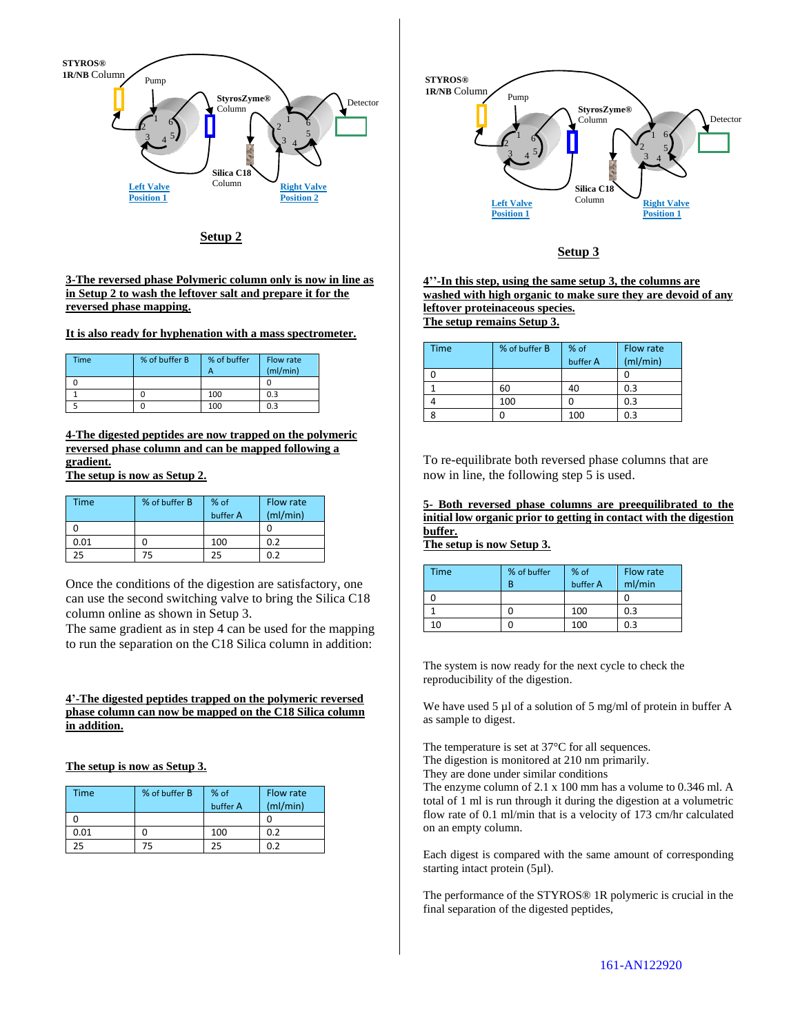STYROS® 1R/NB Column

Pump

StyrosZyme® Column

Detector

Silica C18 Column

Left Valve Position 1

Right Valve Position 2

**Setup 2**

**3-The reversed phase Polymeric column only is now in line as in Setup 2 to wash the leftover salt and prepare it for the reversed phase mapping.**

**It is also ready for hyphenation with a mass spectrometer.**

| Time | % of buffer B | % of buffer A | Flow rate (ml/min) |
|---|---|---|---|
| 0 | | | 0 |
| 1 | 0 | 100 | 0.3 |
| 5 | 0 | 100 | 0.3 |

**4-The digested peptides are now trapped on the polymeric reversed phase column and can be mapped following a gradient.**
**The setup is now as Setup 2.**

| Time | % of buffer B | % of buffer A | Flow rate (ml/min) |
|---|---|---|---|
| 0 | | | 0 |
| 0.01 | 0 | 100 | 0.2 |
| 25 | 75 | 25 | 0.2 |

Once the conditions of the digestion are satisfactory, one can use the second switching valve to bring the Silica C18 column online as shown in Setup 3.
The same gradient as in step 4 can be used for the mapping to run the separation on the C18 Silica column in addition:

**4'-The digested peptides trapped on the polymeric reversed phase column can now be mapped on the C18 Silica column in addition.**

**The setup is now as Setup 3.**

| Time | % of buffer B | % of buffer A | Flow rate (ml/min) |
|---|---|---|---|
| 0 | | | 0 |
| 0.01 | 0 | 100 | 0.2 |
| 25 | 75 | 25 | 0.2 |

STYROS® 1R/NB Column

Pump

StyrosZyme® Column

Detector

Silica C18 Column

Left Valve Position 1

Right Valve Position 1

**Setup 3**

**4''-In this step, using the same setup 3, the columns are washed with high organic to make sure they are devoid of any leftover proteinaceous species.**
**The setup remains Setup 3.**

| Time | % of buffer B | % of buffer A | Flow rate (ml/min) |
|---|---|---|---|
| 0 | | | 0 |
| 1 | 60 | 40 | 0.3 |
| 4 | 100 | 0 | 0.3 |
| 8 | 0 | 100 | 0.3 |

To re-equilibrate both reversed phase columns that are now in line, the following step 5 is used.

**5- Both reversed phase columns are preequilibrated to the initial low organic prior to getting in contact with the digestion buffer.**
**The setup is now Setup 3.**

| Time | % of buffer B | % of buffer A | Flow rate ml/min |
|---|---|---|---|
| 0 | | | 0 |
| 1 | 0 | 100 | 0.3 |
| 10 | 0 | 100 | 0.3 |

The system is now ready for the next cycle to check the reproducibility of the digestion.

We have used 5 µl of a solution of 5 mg/ml of protein in buffer A as sample to digest.

The temperature is set at 37°C for all sequences.
The digestion is monitored at 210 nm primarily.
They are done under similar conditions
The enzyme column of 2.1 x 100 mm has a volume to 0.346 ml. A total of 1 ml is run through it during the digestion at a volumetric flow rate of 0.1 ml/min that is a velocity of 173 cm/hr calculated on an empty column.

Each digest is compared with the same amount of corresponding starting intact protein (5µl).

The performance of the STYROS® 1R polymeric is crucial in the final separation of the digested peptides,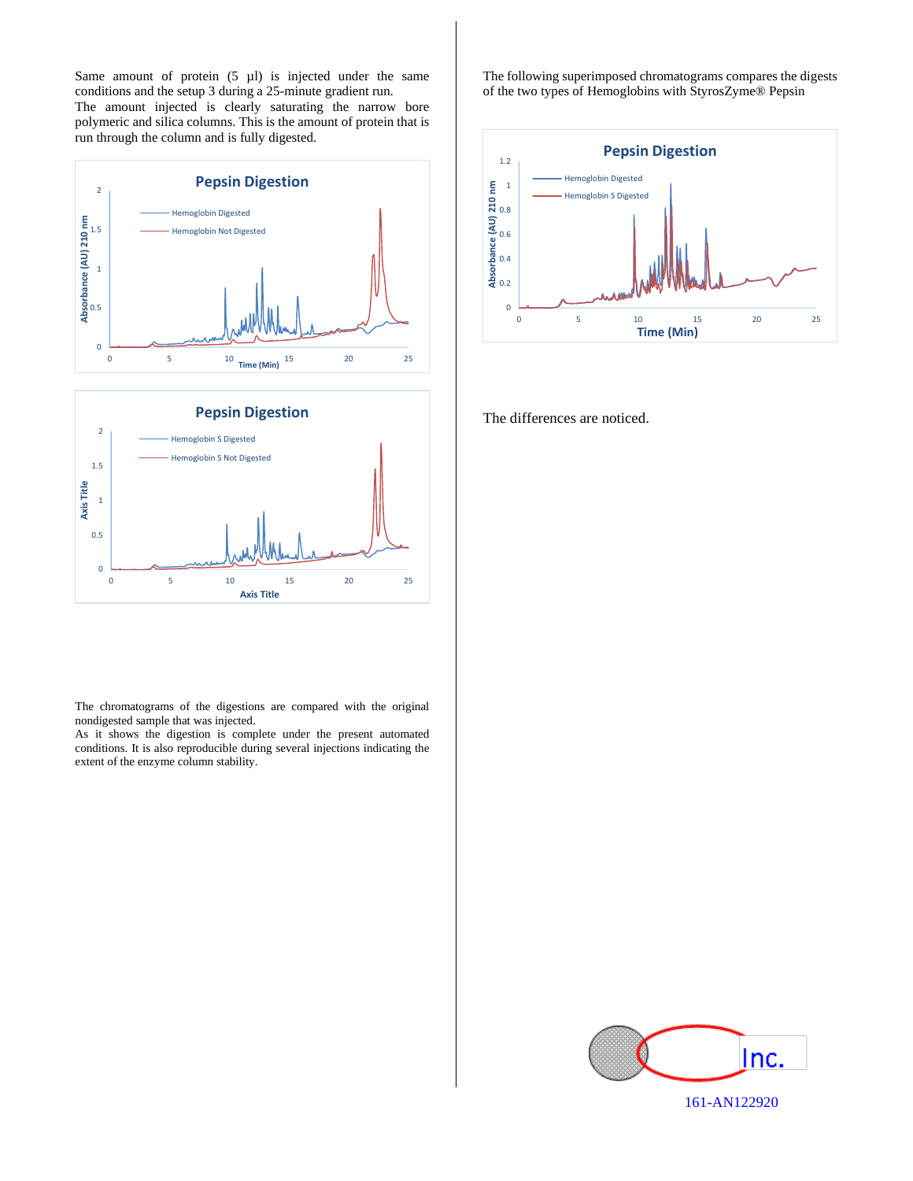Same amount of protein (5 µl) is injected under the same conditions and the setup 3 during a 25-minute gradient run.
The amount injected is clearly saturating the narrow bore polymeric and silica columns. This is the amount of protein that is run through the column and is fully digested.

Pepsin Digestion

Absorbance (AU) 210 nm

Time (Min)

Hemoglobin Digested
Hemoglobin Not Digested

0, 0.5, 1, 1.5, 2
0, 5, 10, 15, 20, 25

Pepsin Digestion

Axis Title

Axis Title

Hemoglobin S Digested
Hemoglobin S Not Digested

0, 0.5, 1, 1.5, 2
0, 5, 10, 15, 20, 25

The chromatograms of the digestions are compared with the original nondigested sample that was injected.
As it shows the digestion is complete under the present automated conditions. It is also reproducible during several injections indicating the extent of the enzyme column stability.

The following superimposed chromatograms compares the digests of the two types of Hemoglobins with StyrosZyme® Pepsin

Pepsin Digestion

Absorbance (AU) 210 nm

Time (Min)

Hemoglobin Digested
Hemoglobin S Digested

0, 0.2, 0.4, 0.6, 0.8, 1, 1.2
0, 5, 10, 15, 20, 25

The differences are noticed.

Inc.

161-AN122920